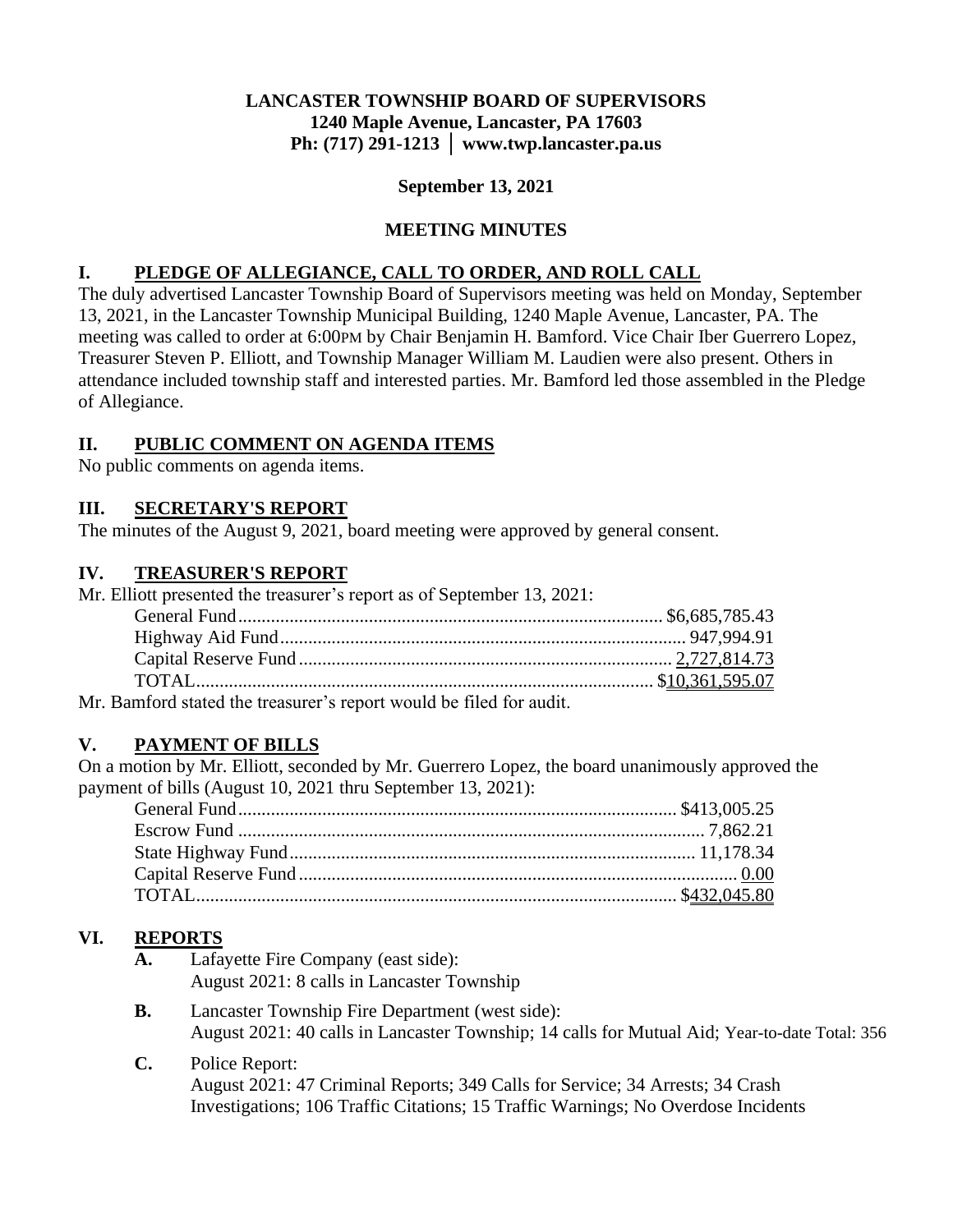**LANCASTER TOWNSHIP BOARD OF SUPERVISORS**
**1240 Maple Avenue, Lancaster, PA 17603**
**Ph: (717) 291-1213 │ www.twp.lancaster.pa.us**

**September 13, 2021**

**MEETING MINUTES**

## I. PLEDGE OF ALLEGIANCE, CALL TO ORDER, AND ROLL CALL

The duly advertised Lancaster Township Board of Supervisors meeting was held on Monday, September 13, 2021, in the Lancaster Township Municipal Building, 1240 Maple Avenue, Lancaster, PA. The meeting was called to order at 6:00PM by Chair Benjamin H. Bamford. Vice Chair Iber Guerrero Lopez, Treasurer Steven P. Elliott, and Township Manager William M. Laudien were also present. Others in attendance included township staff and interested parties. Mr. Bamford led those assembled in the Pledge of Allegiance.

## II. PUBLIC COMMENT ON AGENDA ITEMS

No public comments on agenda items.

## III. SECRETARY'S REPORT

The minutes of the August 9, 2021, board meeting were approved by general consent.

## IV. TREASURER'S REPORT

Mr. Elliott presented the treasurer's report as of September 13, 2021:

| | |
|---|---|
| General Fund | $6,685,785.43 |
| Highway Aid Fund | 947,994.91 |
| Capital Reserve Fund | 2,727,814.73 |
| TOTAL | $10,361,595.07 |

Mr. Bamford stated the treasurer's report would be filed for audit.

## V. PAYMENT OF BILLS

On a motion by Mr. Elliott, seconded by Mr. Guerrero Lopez, the board unanimously approved the payment of bills (August 10, 2021 thru September 13, 2021):

| | |
|---|---|
| General Fund | $413,005.25 |
| Escrow Fund | 7,862.21 |
| State Highway Fund | 11,178.34 |
| Capital Reserve Fund | 0.00 |
| TOTAL | $432,045.80 |

## VI. REPORTS

**A.** Lafayette Fire Company (east side):
August 2021: 8 calls in Lancaster Township

**B.** Lancaster Township Fire Department (west side):
August 2021: 40 calls in Lancaster Township; 14 calls for Mutual Aid; Year-to-date Total: 356

**C.** Police Report:
August 2021: 47 Criminal Reports; 349 Calls for Service; 34 Arrests; 34 Crash Investigations; 106 Traffic Citations; 15 Traffic Warnings; No Overdose Incidents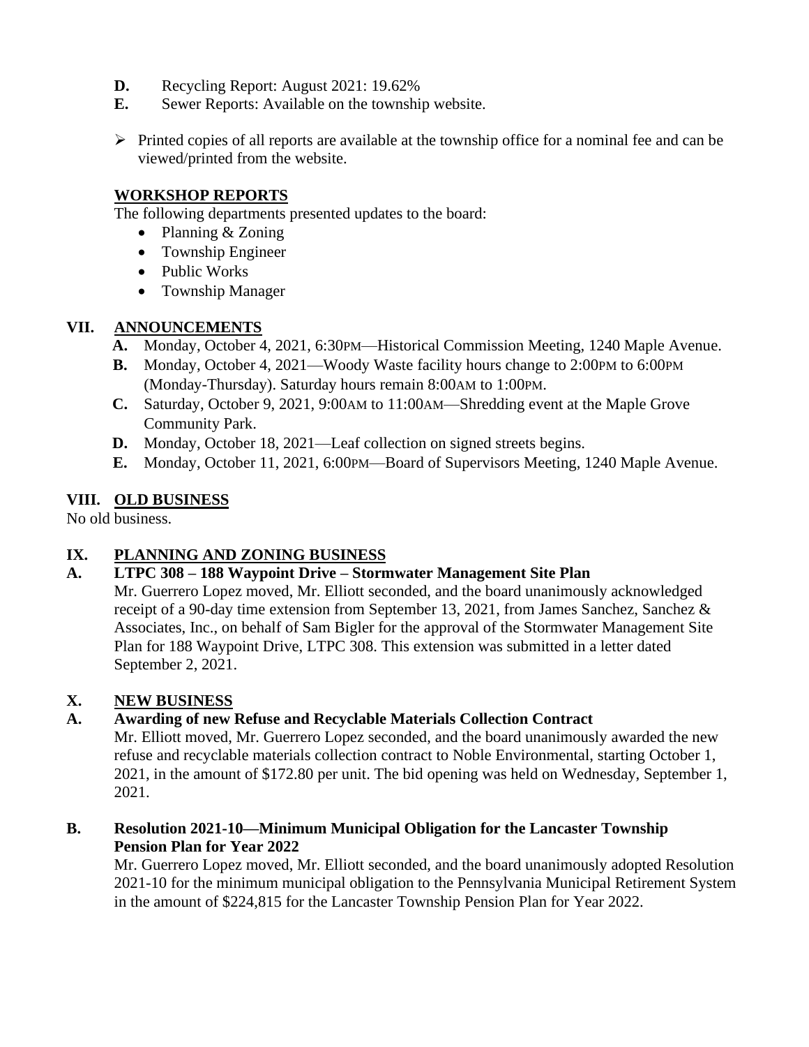**D.** Recycling Report: August 2021: 19.62%

**E.** Sewer Reports: Available on the township website.

- Printed copies of all reports are available at the township office for a nominal fee and can be viewed/printed from the website.

**WORKSHOP REPORTS**

The following departments presented updates to the board:

- Planning & Zoning
- Township Engineer
- Public Works
- Township Manager

## VII. ANNOUNCEMENTS

**A.** Monday, October 4, 2021, 6:30PM—Historical Commission Meeting, 1240 Maple Avenue.

**B.** Monday, October 4, 2021—Woody Waste facility hours change to 2:00PM to 6:00PM (Monday-Thursday). Saturday hours remain 8:00AM to 1:00PM.

**C.** Saturday, October 9, 2021, 9:00AM to 11:00AM—Shredding event at the Maple Grove Community Park.

**D.** Monday, October 18, 2021—Leaf collection on signed streets begins.

**E.** Monday, October 11, 2021, 6:00PM—Board of Supervisors Meeting, 1240 Maple Avenue.

## VIII. OLD BUSINESS

No old business.

## IX. PLANNING AND ZONING BUSINESS

### A. LTPC 308 – 188 Waypoint Drive – Stormwater Management Site Plan

Mr. Guerrero Lopez moved, Mr. Elliott seconded, and the board unanimously acknowledged receipt of a 90-day time extension from September 13, 2021, from James Sanchez, Sanchez & Associates, Inc., on behalf of Sam Bigler for the approval of the Stormwater Management Site Plan for 188 Waypoint Drive, LTPC 308. This extension was submitted in a letter dated September 2, 2021.

## X. NEW BUSINESS

### A. Awarding of new Refuse and Recyclable Materials Collection Contract

Mr. Elliott moved, Mr. Guerrero Lopez seconded, and the board unanimously awarded the new refuse and recyclable materials collection contract to Noble Environmental, starting October 1, 2021, in the amount of $172.80 per unit. The bid opening was held on Wednesday, September 1, 2021.

### B. Resolution 2021-10—Minimum Municipal Obligation for the Lancaster Township Pension Plan for Year 2022

Mr. Guerrero Lopez moved, Mr. Elliott seconded, and the board unanimously adopted Resolution 2021-10 for the minimum municipal obligation to the Pennsylvania Municipal Retirement System in the amount of $224,815 for the Lancaster Township Pension Plan for Year 2022.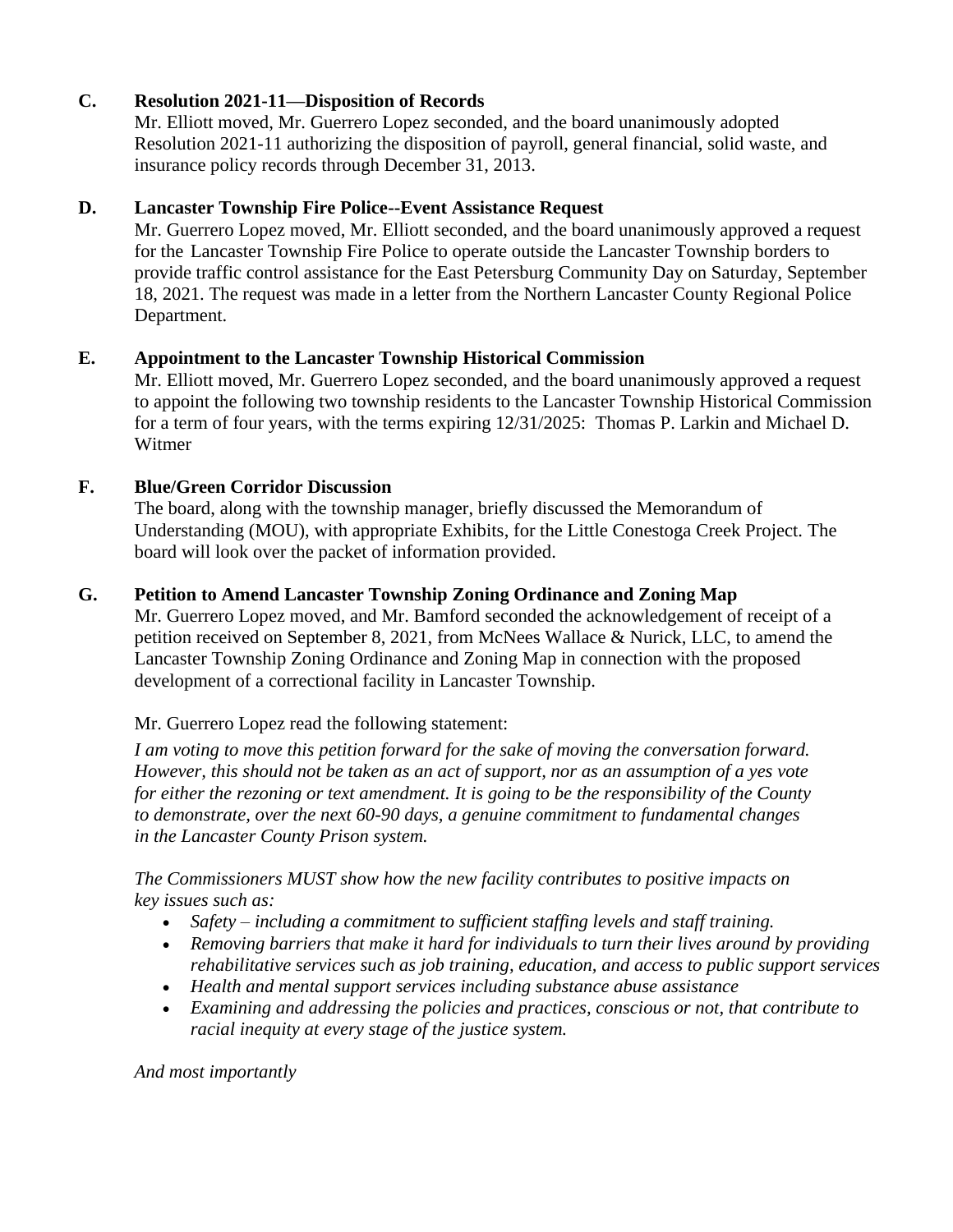**C. Resolution 2021-11—Disposition of Records**

Mr. Elliott moved, Mr. Guerrero Lopez seconded, and the board unanimously adopted Resolution 2021-11 authorizing the disposition of payroll, general financial, solid waste, and insurance policy records through December 31, 2013.

**D. Lancaster Township Fire Police--Event Assistance Request**

Mr. Guerrero Lopez moved, Mr. Elliott seconded, and the board unanimously approved a request for the Lancaster Township Fire Police to operate outside the Lancaster Township borders to provide traffic control assistance for the East Petersburg Community Day on Saturday, September 18, 2021. The request was made in a letter from the Northern Lancaster County Regional Police Department.

**E. Appointment to the Lancaster Township Historical Commission**

Mr. Elliott moved, Mr. Guerrero Lopez seconded, and the board unanimously approved a request to appoint the following two township residents to the Lancaster Township Historical Commission for a term of four years, with the terms expiring 12/31/2025: Thomas P. Larkin and Michael D. Witmer

**F. Blue/Green Corridor Discussion**

The board, along with the township manager, briefly discussed the Memorandum of Understanding (MOU), with appropriate Exhibits, for the Little Conestoga Creek Project. The board will look over the packet of information provided.

**G. Petition to Amend Lancaster Township Zoning Ordinance and Zoning Map**

Mr. Guerrero Lopez moved, and Mr. Bamford seconded the acknowledgement of receipt of a petition received on September 8, 2021, from McNees Wallace & Nurick, LLC, to amend the Lancaster Township Zoning Ordinance and Zoning Map in connection with the proposed development of a correctional facility in Lancaster Township.

Mr. Guerrero Lopez read the following statement:

*I am voting to move this petition forward for the sake of moving the conversation forward. However, this should not be taken as an act of support, nor as an assumption of a yes vote for either the rezoning or text amendment. It is going to be the responsibility of the County to demonstrate, over the next 60-90 days, a genuine commitment to fundamental changes in the Lancaster County Prison system.*

*The Commissioners MUST show how the new facility contributes to positive impacts on key issues such as:*

- *Safety – including a commitment to sufficient staffing levels and staff training.*
- *Removing barriers that make it hard for individuals to turn their lives around by providing rehabilitative services such as job training, education, and access to public support services*
- *Health and mental support services including substance abuse assistance*
- *Examining and addressing the policies and practices, conscious or not, that contribute to racial inequity at every stage of the justice system.*

*And most importantly*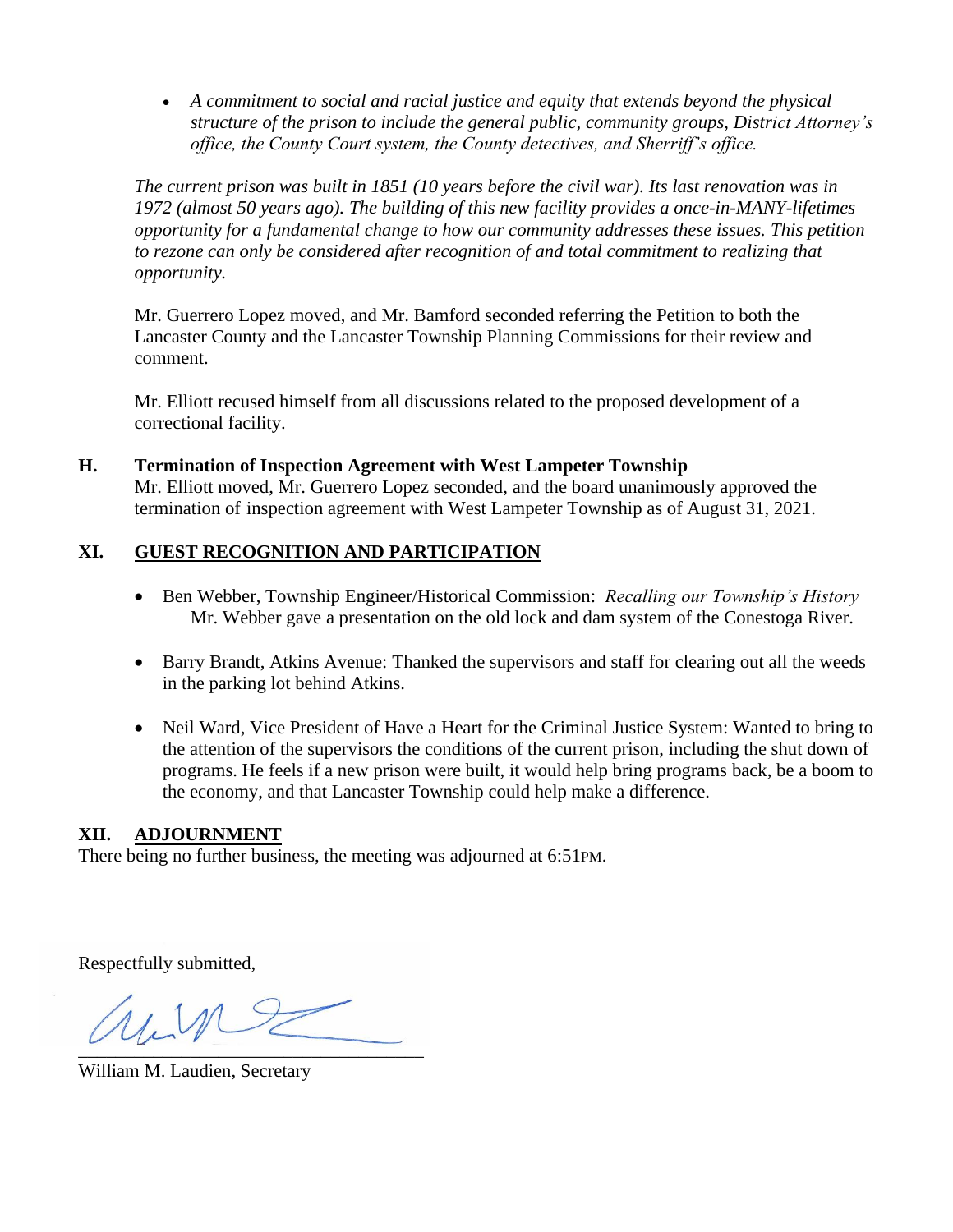- *A commitment to social and racial justice and equity that extends beyond the physical structure of the prison to include the general public, community groups, District Attorney's office, the County Court system, the County detectives, and Sherriff's office.*

*The current prison was built in 1851 (10 years before the civil war). Its last renovation was in 1972 (almost 50 years ago). The building of this new facility provides a once-in-MANY-lifetimes opportunity for a fundamental change to how our community addresses these issues. This petition to rezone can only be considered after recognition of and total commitment to realizing that opportunity.*

Mr. Guerrero Lopez moved, and Mr. Bamford seconded referring the Petition to both the Lancaster County and the Lancaster Township Planning Commissions for their review and comment.

Mr. Elliott recused himself from all discussions related to the proposed development of a correctional facility.

**H. Termination of Inspection Agreement with West Lampeter Township**

Mr. Elliott moved, Mr. Guerrero Lopez seconded, and the board unanimously approved the termination of inspection agreement with West Lampeter Township as of August 31, 2021.

## XI. GUEST RECOGNITION AND PARTICIPATION

- Ben Webber, Township Engineer/Historical Commission: *Recalling our Township's History*
  Mr. Webber gave a presentation on the old lock and dam system of the Conestoga River.

- Barry Brandt, Atkins Avenue: Thanked the supervisors and staff for clearing out all the weeds in the parking lot behind Atkins.

- Neil Ward, Vice President of Have a Heart for the Criminal Justice System: Wanted to bring to the attention of the supervisors the conditions of the current prison, including the shut down of programs. He feels if a new prison were built, it would help bring programs back, be a boom to the economy, and that Lancaster Township could help make a difference.

## XII. ADJOURNMENT

There being no further business, the meeting was adjourned at 6:51PM.

Respectfully submitted,

William M. Laudien, Secretary